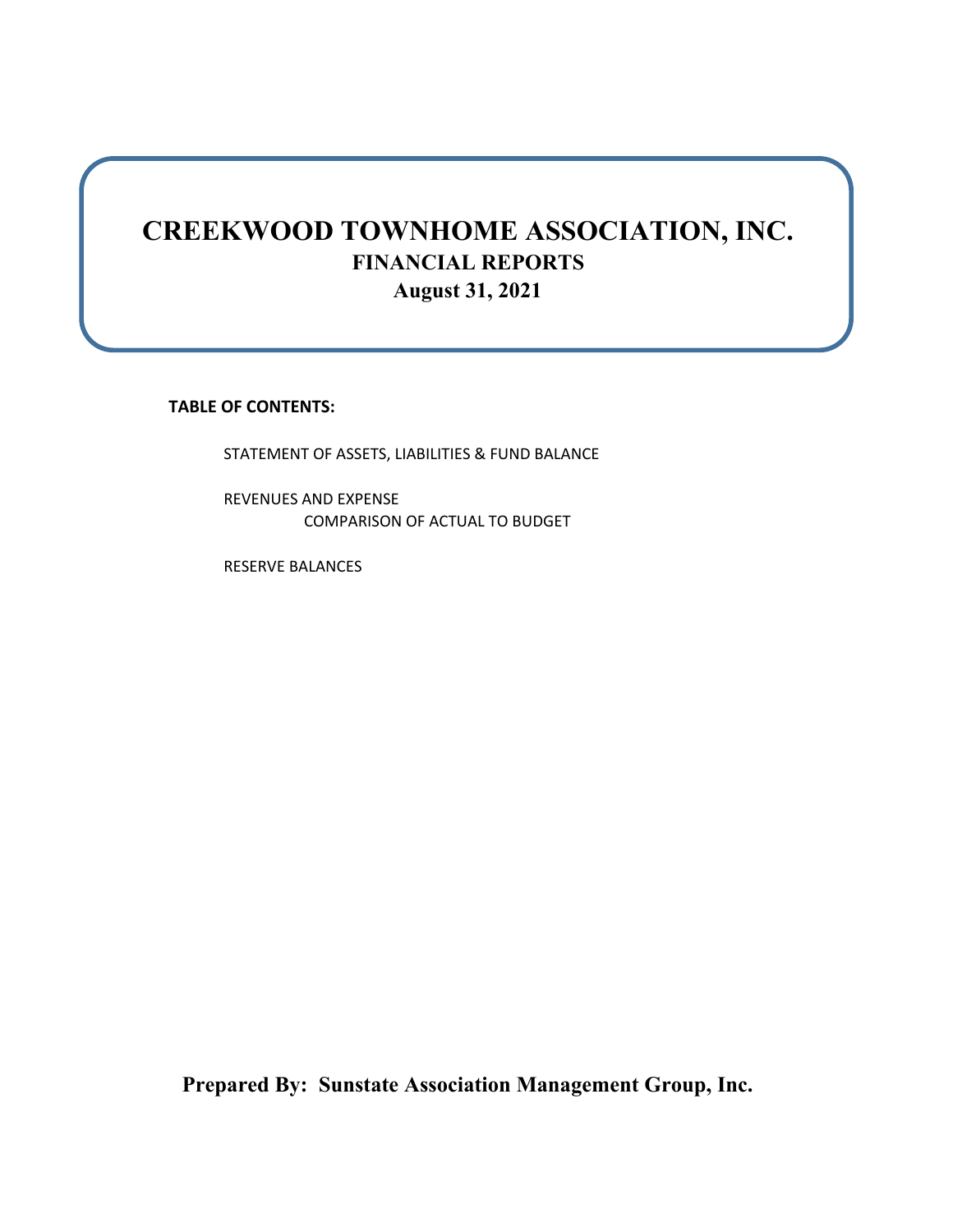# CREEKWOOD TOWNHOME ASSOCIATION, INC.

## FINANCIAL REPORTS

### August 31, 2021

**TABLE OF CONTENTS:**

STATEMENT OF ASSETS, LIABILITIES & FUND BALANCE

REVENUES AND EXPENSE
COMPARISON OF ACTUAL TO BUDGET

RESERVE BALANCES

**Prepared By: Sunstate Association Management Group, Inc.**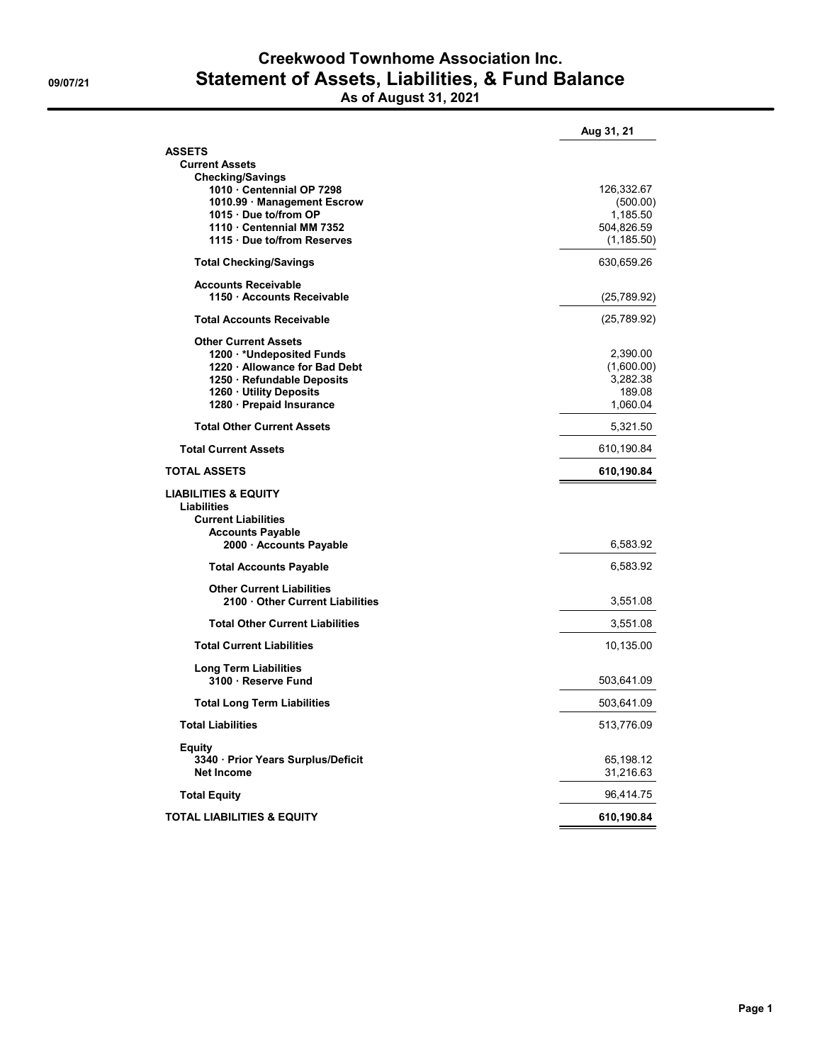# Creekwood Townhome Association Inc.

## Statement of Assets, Liabilities, & Fund Balance

### As of August 31, 2021

09/07/21

| | Aug 31, 21 |
|---|---|
| **ASSETS** | |
| **Current Assets** | |
| **Checking/Savings** | |
| **1010 · Centennial OP 7298** | 126,332.67 |
| **1010.99 · Management Escrow** | (500.00) |
| **1015 · Due to/from OP** | 1,185.50 |
| **1110 · Centennial MM 7352** | 504,826.59 |
| **1115 · Due to/from Reserves** | (1,185.50) |
| **Total Checking/Savings** | 630,659.26 |
| **Accounts Receivable** | |
| **1150 · Accounts Receivable** | (25,789.92) |
| **Total Accounts Receivable** | (25,789.92) |
| **Other Current Assets** | |
| **1200 · *Undeposited Funds** | 2,390.00 |
| **1220 · Allowance for Bad Debt** | (1,600.00) |
| **1250 · Refundable Deposits** | 3,282.38 |
| **1260 · Utility Deposits** | 189.08 |
| **1280 · Prepaid Insurance** | 1,060.04 |
| **Total Other Current Assets** | 5,321.50 |
| **Total Current Assets** | 610,190.84 |
| **TOTAL ASSETS** | **610,190.84** |
| **LIABILITIES & EQUITY** | |
| **Liabilities** | |
| **Current Liabilities** | |
| **Accounts Payable** | |
| **2000 · Accounts Payable** | 6,583.92 |
| **Total Accounts Payable** | 6,583.92 |
| **Other Current Liabilities** | |
| **2100 · Other Current Liabilities** | 3,551.08 |
| **Total Other Current Liabilities** | 3,551.08 |
| **Total Current Liabilities** | 10,135.00 |
| **Long Term Liabilities** | |
| **3100 · Reserve Fund** | 503,641.09 |
| **Total Long Term Liabilities** | 503,641.09 |
| **Total Liabilities** | 513,776.09 |
| **Equity** | |
| **3340 · Prior Years Surplus/Deficit** | 65,198.12 |
| **Net Income** | 31,216.63 |
| **Total Equity** | 96,414.75 |
| **TOTAL LIABILITIES & EQUITY** | **610,190.84** |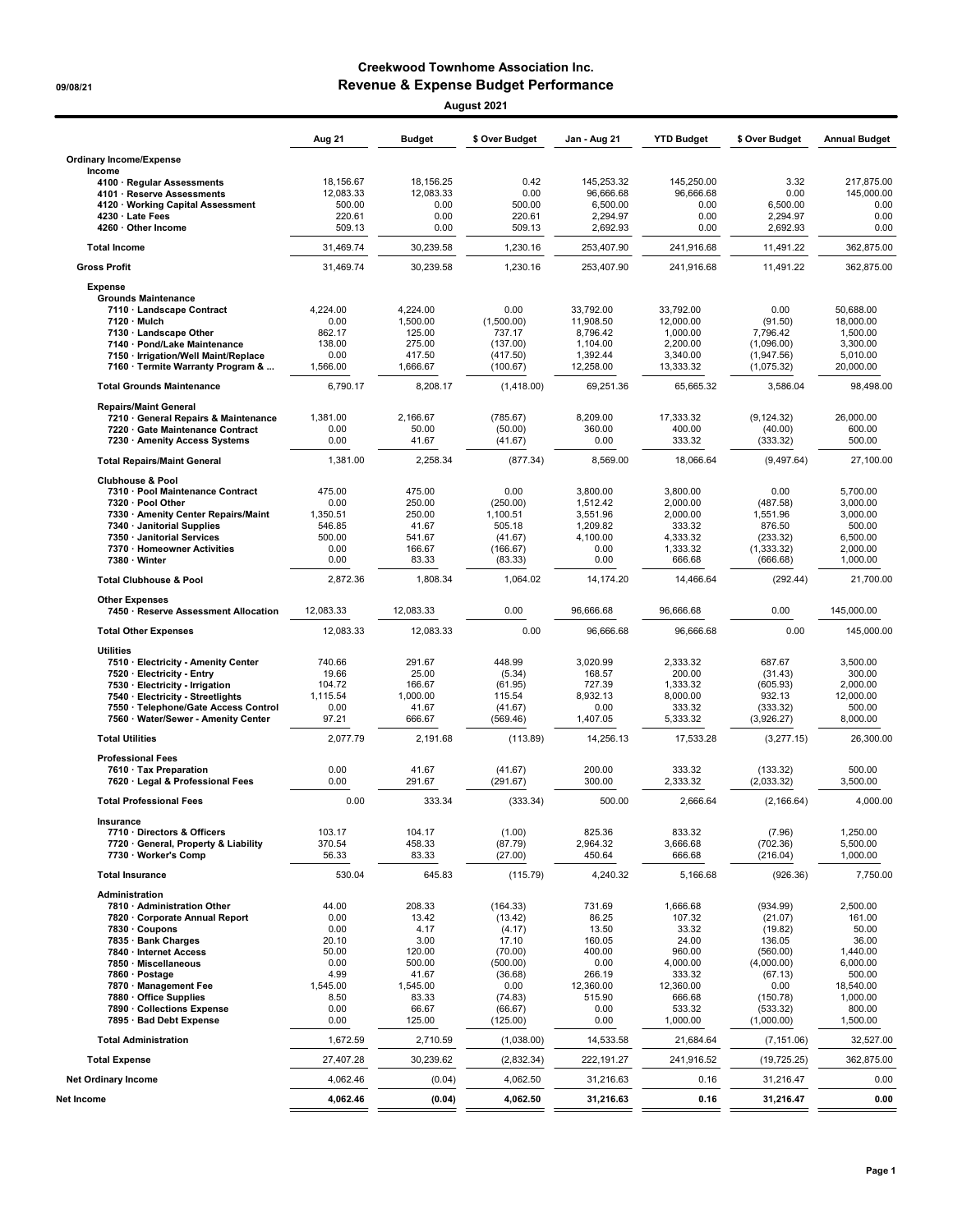# Creekwood Townhome Association Inc.

09/08/21

## Revenue & Expense Budget Performance

August 2021

| | Aug 21 | Budget | $ Over Budget | Jan - Aug 21 | YTD Budget | $ Over Budget | Annual Budget |
|---|---|---|---|---|---|---|---|
| **Ordinary Income/Expense** | | | | | | | |
| **Income** | | | | | | | |
| 4100 · Regular Assessments | 18,156.67 | 18,156.25 | 0.42 | 145,253.32 | 145,250.00 | 3.32 | 217,875.00 |
| 4101 · Reserve Assessments | 12,083.33 | 12,083.33 | 0.00 | 96,666.68 | 96,666.68 | 0.00 | 145,000.00 |
| 4120 · Working Capital Assessment | 500.00 | 0.00 | 500.00 | 6,500.00 | 0.00 | 6,500.00 | 0.00 |
| 4230 · Late Fees | 220.61 | 0.00 | 220.61 | 2,294.97 | 0.00 | 2,294.97 | 0.00 |
| 4260 · Other Income | 509.13 | 0.00 | 509.13 | 2,692.93 | 0.00 | 2,692.93 | 0.00 |
| **Total Income** | 31,469.74 | 30,239.58 | 1,230.16 | 253,407.90 | 241,916.68 | 11,491.22 | 362,875.00 |
| **Gross Profit** | 31,469.74 | 30,239.58 | 1,230.16 | 253,407.90 | 241,916.68 | 11,491.22 | 362,875.00 |
| **Expense** | | | | | | | |
| **Grounds Maintenance** | | | | | | | |
| 7110 · Landscape Contract | 4,224.00 | 4,224.00 | 0.00 | 33,792.00 | 33,792.00 | 0.00 | 50,688.00 |
| 7120 · Mulch | 0.00 | 1,500.00 | (1,500.00) | 11,908.50 | 12,000.00 | (91.50) | 18,000.00 |
| 7130 · Landscape Other | 862.17 | 125.00 | 737.17 | 8,796.42 | 1,000.00 | 7,796.42 | 1,500.00 |
| 7140 · Pond/Lake Maintenance | 138.00 | 275.00 | (137.00) | 1,104.00 | 2,200.00 | (1,096.00) | 3,300.00 |
| 7150 · Irrigation/Well Maint/Replace | 0.00 | 417.50 | (417.50) | 1,392.44 | 3,340.00 | (1,947.56) | 5,010.00 |
| 7160 · Termite Warranty Program & ... | 1,566.00 | 1,666.67 | (100.67) | 12,258.00 | 13,333.32 | (1,075.32) | 20,000.00 |
| **Total Grounds Maintenance** | 6,790.17 | 8,208.17 | (1,418.00) | 69,251.36 | 65,665.32 | 3,586.04 | 98,498.00 |
| **Repairs/Maint General** | | | | | | | |
| 7210 · General Repairs & Maintenance | 1,381.00 | 2,166.67 | (785.67) | 8,209.00 | 17,333.32 | (9,124.32) | 26,000.00 |
| 7220 · Gate Maintenance Contract | 0.00 | 50.00 | (50.00) | 360.00 | 400.00 | (40.00) | 600.00 |
| 7230 · Amenity Access Systems | 0.00 | 41.67 | (41.67) | 0.00 | 333.32 | (333.32) | 500.00 |
| **Total Repairs/Maint General** | 1,381.00 | 2,258.34 | (877.34) | 8,569.00 | 18,066.64 | (9,497.64) | 27,100.00 |
| **Clubhouse & Pool** | | | | | | | |
| 7310 · Pool Maintenance Contract | 475.00 | 475.00 | 0.00 | 3,800.00 | 3,800.00 | 0.00 | 5,700.00 |
| 7320 · Pool Other | 0.00 | 250.00 | (250.00) | 1,512.42 | 2,000.00 | (487.58) | 3,000.00 |
| 7330 · Amenity Center Repairs/Maint | 1,350.51 | 250.00 | 1,100.51 | 3,551.96 | 2,000.00 | 1,551.96 | 3,000.00 |
| 7340 · Janitorial Supplies | 546.85 | 41.67 | 505.18 | 1,209.82 | 333.32 | 876.50 | 500.00 |
| 7350 · Janitorial Services | 500.00 | 541.67 | (41.67) | 4,100.00 | 4,333.32 | (233.32) | 6,500.00 |
| 7370 · Homeowner Activities | 0.00 | 166.67 | (166.67) | 0.00 | 1,333.32 | (1,333.32) | 2,000.00 |
| 7380 · Winter | 0.00 | 83.33 | (83.33) | 0.00 | 666.68 | (666.68) | 1,000.00 |
| **Total Clubhouse & Pool** | 2,872.36 | 1,808.34 | 1,064.02 | 14,174.20 | 14,466.64 | (292.44) | 21,700.00 |
| **Other Expenses** | | | | | | | |
| 7450 · Reserve Assessment Allocation | 12,083.33 | 12,083.33 | 0.00 | 96,666.68 | 96,666.68 | 0.00 | 145,000.00 |
| **Total Other Expenses** | 12,083.33 | 12,083.33 | 0.00 | 96,666.68 | 96,666.68 | 0.00 | 145,000.00 |
| **Utilities** | | | | | | | |
| 7510 · Electricity - Amenity Center | 740.66 | 291.67 | 448.99 | 3,020.99 | 2,333.32 | 687.67 | 3,500.00 |
| 7520 · Electricity - Entry | 19.66 | 25.00 | (5.34) | 168.57 | 200.00 | (31.43) | 300.00 |
| 7530 · Electricity - Irrigation | 104.72 | 166.67 | (61.95) | 727.39 | 1,333.32 | (605.93) | 2,000.00 |
| 7540 · Electricity - Streetlights | 1,115.54 | 1,000.00 | 115.54 | 8,932.13 | 8,000.00 | 932.13 | 12,000.00 |
| 7550 · Telephone/Gate Access Control | 0.00 | 41.67 | (41.67) | 0.00 | 333.32 | (333.32) | 500.00 |
| 7560 · Water/Sewer - Amenity Center | 97.21 | 666.67 | (569.46) | 1,407.05 | 5,333.32 | (3,926.27) | 8,000.00 |
| **Total Utilities** | 2,077.79 | 2,191.68 | (113.89) | 14,256.13 | 17,533.28 | (3,277.15) | 26,300.00 |
| **Professional Fees** | | | | | | | |
| 7610 · Tax Preparation | 0.00 | 41.67 | (41.67) | 200.00 | 333.32 | (133.32) | 500.00 |
| 7620 · Legal & Professional Fees | 0.00 | 291.67 | (291.67) | 300.00 | 2,333.32 | (2,033.32) | 3,500.00 |
| **Total Professional Fees** | 0.00 | 333.34 | (333.34) | 500.00 | 2,666.64 | (2,166.64) | 4,000.00 |
| **Insurance** | | | | | | | |
| 7710 · Directors & Officers | 103.17 | 104.17 | (1.00) | 825.36 | 833.32 | (7.96) | 1,250.00 |
| 7720 · General, Property & Liability | 370.54 | 458.33 | (87.79) | 2,964.32 | 3,666.68 | (702.36) | 5,500.00 |
| 7730 · Worker's Comp | 56.33 | 83.33 | (27.00) | 450.64 | 666.68 | (216.04) | 1,000.00 |
| **Total Insurance** | 530.04 | 645.83 | (115.79) | 4,240.32 | 5,166.68 | (926.36) | 7,750.00 |
| **Administration** | | | | | | | |
| 7810 · Administration Other | 44.00 | 208.33 | (164.33) | 731.69 | 1,666.68 | (934.99) | 2,500.00 |
| 7820 · Corporate Annual Report | 0.00 | 13.42 | (13.42) | 86.25 | 107.32 | (21.07) | 161.00 |
| 7830 · Coupons | 0.00 | 4.17 | (4.17) | 13.50 | 33.32 | (19.82) | 50.00 |
| 7835 · Bank Charges | 20.10 | 3.00 | 17.10 | 160.05 | 24.00 | 136.05 | 36.00 |
| 7840 · Internet Access | 50.00 | 120.00 | (70.00) | 400.00 | 960.00 | (560.00) | 1,440.00 |
| 7850 · Miscellaneous | 0.00 | 500.00 | (500.00) | 0.00 | 4,000.00 | (4,000.00) | 6,000.00 |
| 7860 · Postage | 4.99 | 41.67 | (36.68) | 266.19 | 333.32 | (67.13) | 500.00 |
| 7870 · Management Fee | 1,545.00 | 1,545.00 | 0.00 | 12,360.00 | 12,360.00 | 0.00 | 18,540.00 |
| 7880 · Office Supplies | 8.50 | 83.33 | (74.83) | 515.90 | 666.68 | (150.78) | 1,000.00 |
| 7890 · Collections Expense | 0.00 | 66.67 | (66.67) | 0.00 | 533.32 | (533.32) | 800.00 |
| 7895 · Bad Debt Expense | 0.00 | 125.00 | (125.00) | 0.00 | 1,000.00 | (1,000.00) | 1,500.00 |
| **Total Administration** | 1,672.59 | 2,710.59 | (1,038.00) | 14,533.58 | 21,684.64 | (7,151.06) | 32,527.00 |
| **Total Expense** | 27,407.28 | 30,239.62 | (2,832.34) | 222,191.27 | 241,916.52 | (19,725.25) | 362,875.00 |
| **Net Ordinary Income** | 4,062.46 | (0.04) | 4,062.50 | 31,216.63 | 0.16 | 31,216.47 | 0.00 |
| **Net Income** | **4,062.46** | **(0.04)** | **4,062.50** | **31,216.63** | **0.16** | **31,216.47** | **0.00** |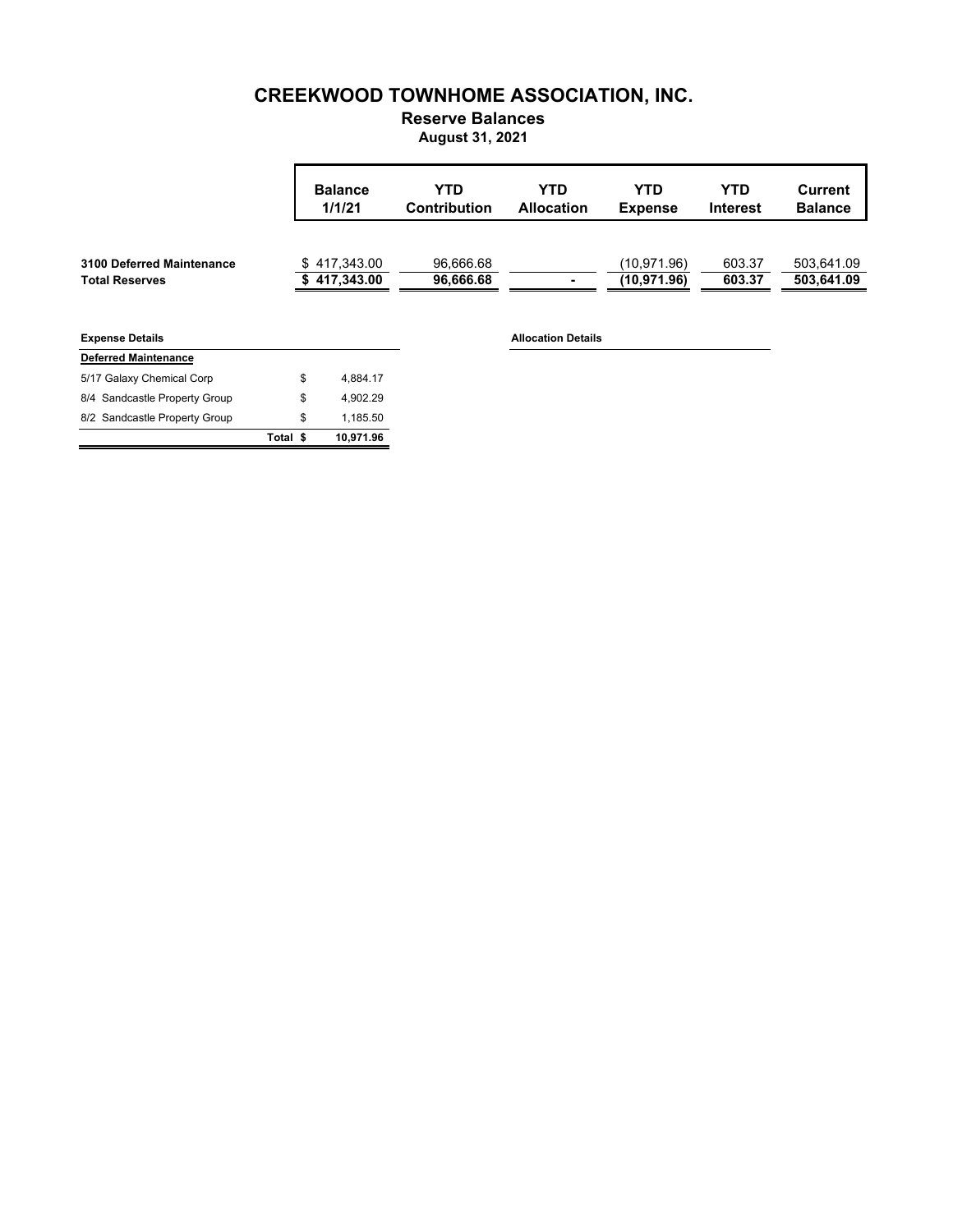# CREEKWOOD TOWNHOME ASSOCIATION, INC.

## Reserve Balances

### August 31, 2021

| | Balance 1/1/21 | YTD Contribution | YTD Allocation | YTD Expense | YTD Interest | Current Balance |
|---|---|---|---|---|---|---|
| **3100 Deferred Maintenance** | $ 417,343.00 | 96,666.68 | | (10,971.96) | 603.37 | 503,641.09 |
| **Total Reserves** | **$ 417,343.00** | **96,666.68** | **-** | **(10,971.96)** | **603.37** | **503,641.09** |

**Expense Details**

| | | |
|---|---|---|
| **Deferred Maintenance** | | |
| 5/17 Galaxy Chemical Corp | $ | 4,884.17 |
| 8/4 Sandcastle Property Group | $ | 4,902.29 |
| 8/2 Sandcastle Property Group | $ | 1,185.50 |
| **Total** | **$** | **10,971.96** |

**Allocation Details**